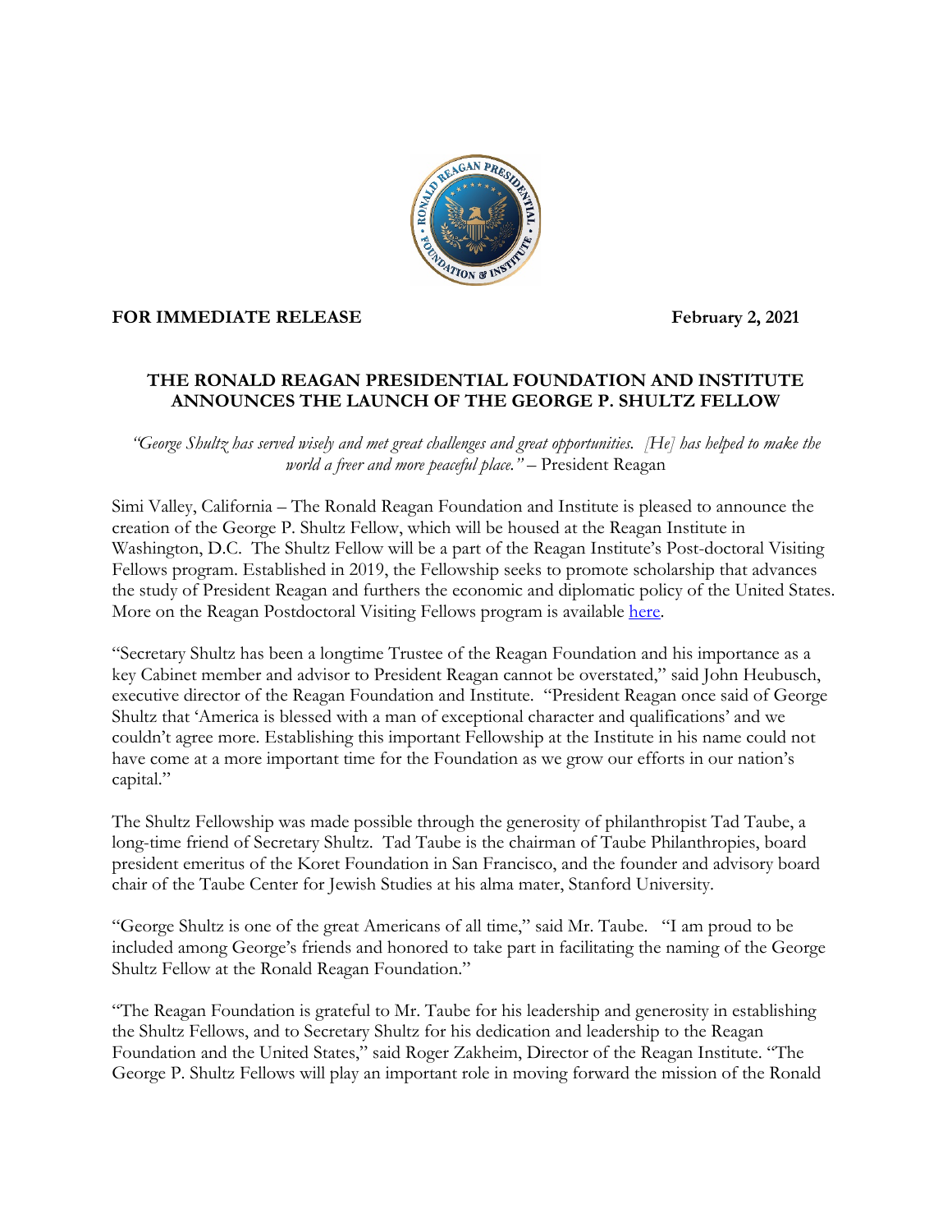**FOR IMMEDIATE RELEASE** **February 2, 2021**

# THE RONALD REAGAN PRESIDENTIAL FOUNDATION AND INSTITUTE ANNOUNCES THE LAUNCH OF THE GEORGE P. SHULTZ FELLOW

*"George Shultz has served wisely and met great challenges and great opportunities. [He] has helped to make the world a freer and more peaceful place."* – President Reagan

Simi Valley, California – The Ronald Reagan Foundation and Institute is pleased to announce the creation of the George P. Shultz Fellow, which will be housed at the Reagan Institute in Washington, D.C. The Shultz Fellow will be a part of the Reagan Institute's Post-doctoral Visiting Fellows program. Established in 2019, the Fellowship seeks to promote scholarship that advances the study of President Reagan and furthers the economic and diplomatic policy of the United States. More on the Reagan Postdoctoral Visiting Fellows program is available here.

"Secretary Shultz has been a longtime Trustee of the Reagan Foundation and his importance as a key Cabinet member and advisor to President Reagan cannot be overstated," said John Heubusch, executive director of the Reagan Foundation and Institute. "President Reagan once said of George Shultz that 'America is blessed with a man of exceptional character and qualifications' and we couldn't agree more. Establishing this important Fellowship at the Institute in his name could not have come at a more important time for the Foundation as we grow our efforts in our nation's capital."

The Shultz Fellowship was made possible through the generosity of philanthropist Tad Taube, a long-time friend of Secretary Shultz. Tad Taube is the chairman of Taube Philanthropies, board president emeritus of the Koret Foundation in San Francisco, and the founder and advisory board chair of the Taube Center for Jewish Studies at his alma mater, Stanford University.

"George Shultz is one of the great Americans of all time," said Mr. Taube. "I am proud to be included among George's friends and honored to take part in facilitating the naming of the George Shultz Fellow at the Ronald Reagan Foundation."

"The Reagan Foundation is grateful to Mr. Taube for his leadership and generosity in establishing the Shultz Fellows, and to Secretary Shultz for his dedication and leadership to the Reagan Foundation and the United States," said Roger Zakheim, Director of the Reagan Institute. "The George P. Shultz Fellows will play an important role in moving forward the mission of the Ronald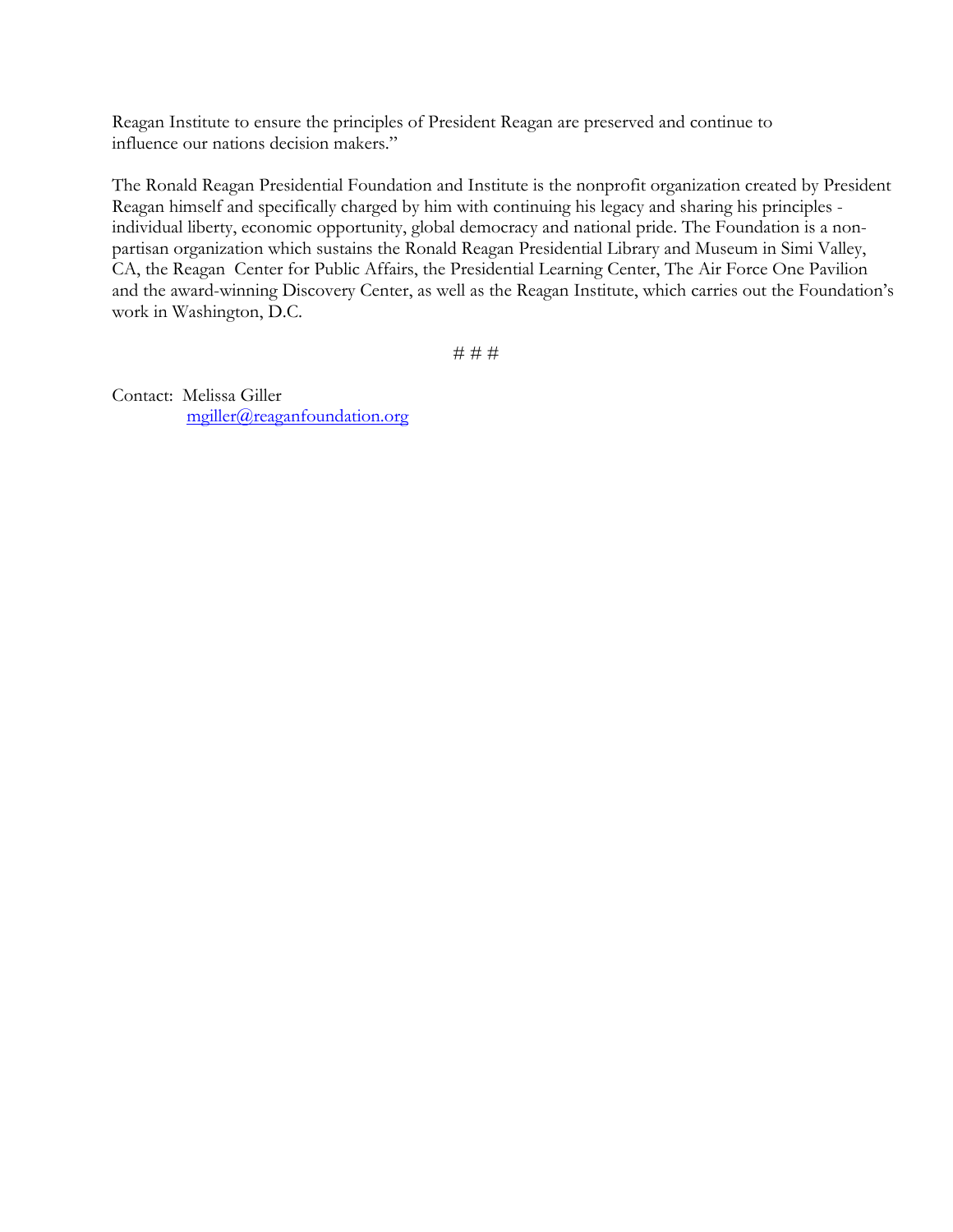Reagan Institute to ensure the principles of President Reagan are preserved and continue to influence our nations decision makers."

The Ronald Reagan Presidential Foundation and Institute is the nonprofit organization created by President Reagan himself and specifically charged by him with continuing his legacy and sharing his principles - individual liberty, economic opportunity, global democracy and national pride. The Foundation is a non-partisan organization which sustains the Ronald Reagan Presidential Library and Museum in Simi Valley, CA, the Reagan Center for Public Affairs, the Presidential Learning Center, The Air Force One Pavilion and the award-winning Discovery Center, as well as the Reagan Institute, which carries out the Foundation's work in Washington, D.C.

# # #

Contact: Melissa Giller
mgiller@reaganfoundation.org